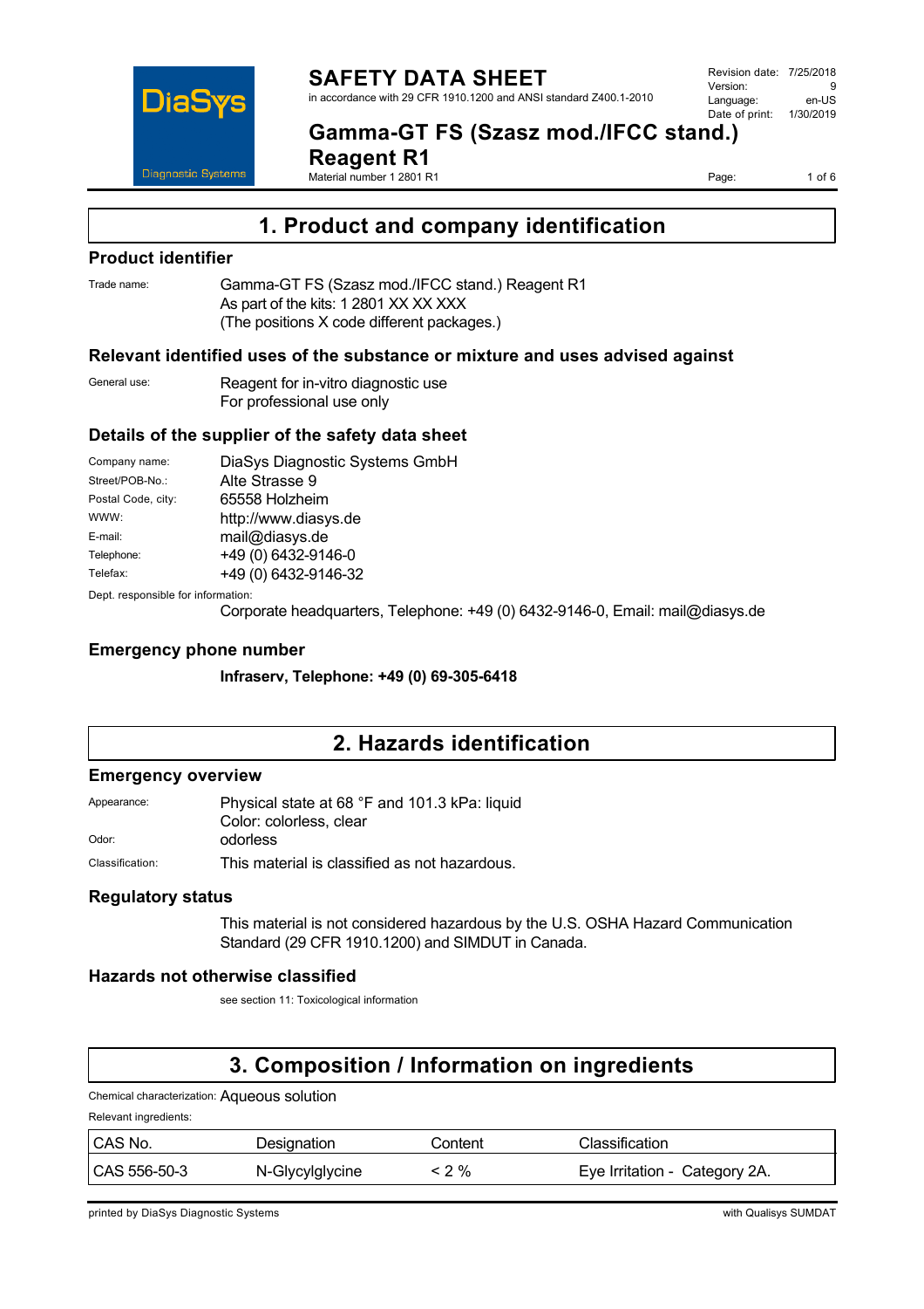# 1. Product and company identification

## Product identifier

Trade name: Gamma-GT FS (Szasz mod./IFCC stand.) Reagent R1
As part of the kits: 1 2801 XX XX XXX
(The positions X code different packages.)

## Relevant identified uses of the substance or mixture and uses advised against

General use: Reagent for in-vitro diagnostic use
For professional use only

## Details of the supplier of the safety data sheet

Company name: DiaSys Diagnostic Systems GmbH
Street/POB-No.: Alte Strasse 9
Postal Code, city: 65558 Holzheim
WWW: http://www.diasys.de
E-mail: mail@diasys.de
Telephone: +49 (0) 6432-9146-0
Telefax: +49 (0) 6432-9146-32

Dept. responsible for information:
Corporate headquarters, Telephone: +49 (0) 6432-9146-0, Email: mail@diasys.de

## Emergency phone number

**Infraserv, Telephone: +49 (0) 69-305-6418**

# 2. Hazards identification

## Emergency overview

Appearance: Physical state at 68 °F and 101.3 kPa: liquid
Color: colorless, clear
Odor: odorless
Classification: This material is classified as not hazardous.

## Regulatory status

This material is not considered hazardous by the U.S. OSHA Hazard Communication Standard (29 CFR 1910.1200) and SIMDUT in Canada.

## Hazards not otherwise classified

see section 11: Toxicological information

# 3. Composition / Information on ingredients

Chemical characterization: Aqueous solution

Relevant ingredients:

| CAS No. | Designation | Content | Classification |
|---|---|---|---|
| CAS 556-50-3 | N-Glycylglycine | < 2 % | Eye Irritation - Category 2A. |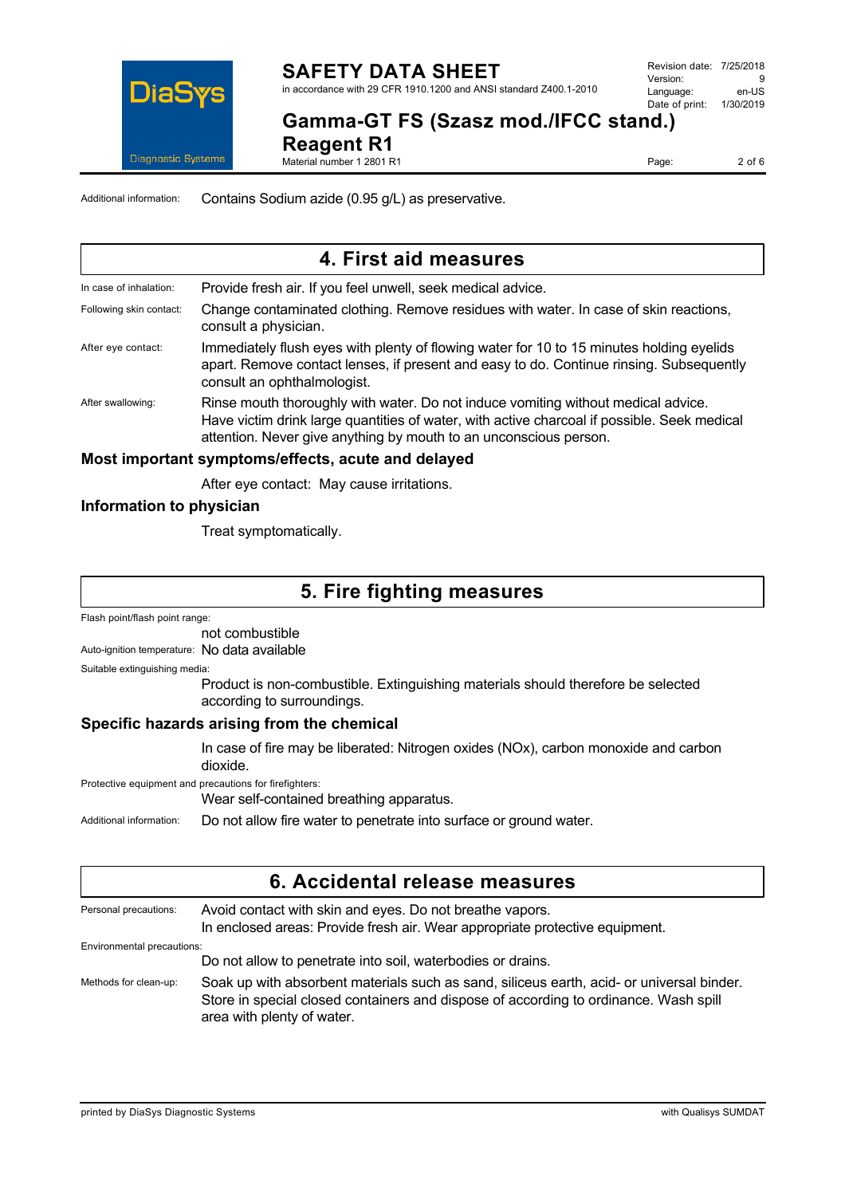Additional information: Contains Sodium azide (0.95 g/L) as preservative.

## 4. First aid measures

**In case of inhalation:** Provide fresh air. If you feel unwell, seek medical advice.

**Following skin contact:** Change contaminated clothing. Remove residues with water. In case of skin reactions, consult a physician.

**After eye contact:** Immediately flush eyes with plenty of flowing water for 10 to 15 minutes holding eyelids apart. Remove contact lenses, if present and easy to do. Continue rinsing. Subsequently consult an ophthalmologist.

**After swallowing:** Rinse mouth thoroughly with water. Do not induce vomiting without medical advice. Have victim drink large quantities of water, with active charcoal if possible. Seek medical attention. Never give anything by mouth to an unconscious person.

### Most important symptoms/effects, acute and delayed

After eye contact: May cause irritations.

### Information to physician

Treat symptomatically.

## 5. Fire fighting measures

**Flash point/flash point range:** not combustible

**Auto-ignition temperature:** No data available

**Suitable extinguishing media:** Product is non-combustible. Extinguishing materials should therefore be selected according to surroundings.

### Specific hazards arising from the chemical

In case of fire may be liberated: Nitrogen oxides (NOx), carbon monoxide and carbon dioxide.

**Protective equipment and precautions for firefighters:** Wear self-contained breathing apparatus.

**Additional information:** Do not allow fire water to penetrate into surface or ground water.

## 6. Accidental release measures

**Personal precautions:** Avoid contact with skin and eyes. Do not breathe vapors.
In enclosed areas: Provide fresh air. Wear appropriate protective equipment.

**Environmental precautions:** Do not allow to penetrate into soil, waterbodies or drains.

**Methods for clean-up:** Soak up with absorbent materials such as sand, siliceus earth, acid- or universal binder. Store in special closed containers and dispose of according to ordinance. Wash spill area with plenty of water.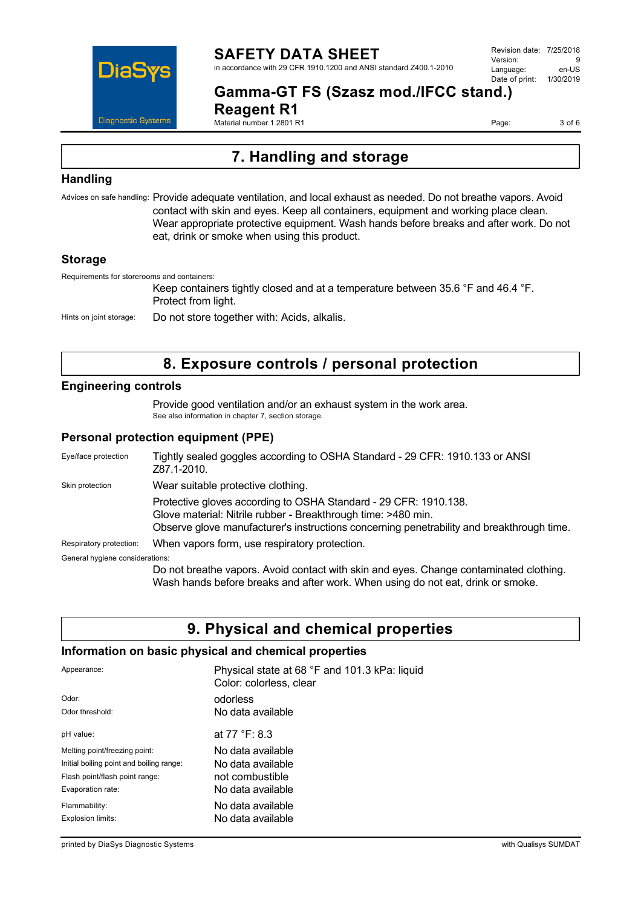## 7. Handling and storage

### Handling

Advices on safe handling: Provide adequate ventilation, and local exhaust as needed. Do not breathe vapors. Avoid contact with skin and eyes. Keep all containers, equipment and working place clean. Wear appropriate protective equipment. Wash hands before breaks and after work. Do not eat, drink or smoke when using this product.

### Storage

Requirements for storerooms and containers:

Keep containers tightly closed and at a temperature between 35.6 °F and 46.4 °F. Protect from light.

Hints on joint storage: Do not store together with: Acids, alkalis.

## 8. Exposure controls / personal protection

### Engineering controls

Provide good ventilation and/or an exhaust system in the work area.
See also information in chapter 7, section storage.

### Personal protection equipment (PPE)

Eye/face protection: Tightly sealed goggles according to OSHA Standard - 29 CFR: 1910.133 or ANSI Z87.1-2010.

Skin protection: Wear suitable protective clothing.

Protective gloves according to OSHA Standard - 29 CFR: 1910.138.
Glove material: Nitrile rubber - Breakthrough time: >480 min.
Observe glove manufacturer's instructions concerning penetrability and breakthrough time.

Respiratory protection: When vapors form, use respiratory protection.

General hygiene considerations:

Do not breathe vapors. Avoid contact with skin and eyes. Change contaminated clothing. Wash hands before breaks and after work. When using do not eat, drink or smoke.

## 9. Physical and chemical properties

### Information on basic physical and chemical properties

| Property | Value |
|---|---|
| Appearance: | Physical state at 68 °F and 101.3 kPa: liquid<br>Color: colorless, clear |
| Odor: | odorless |
| Odor threshold: | No data available |
| pH value: | at 77 °F: 8.3 |
| Melting point/freezing point: | No data available |
| Initial boiling point and boiling range: | No data available |
| Flash point/flash point range: | not combustible |
| Evaporation rate: | No data available |
| Flammability: | No data available |
| Explosion limits: | No data available |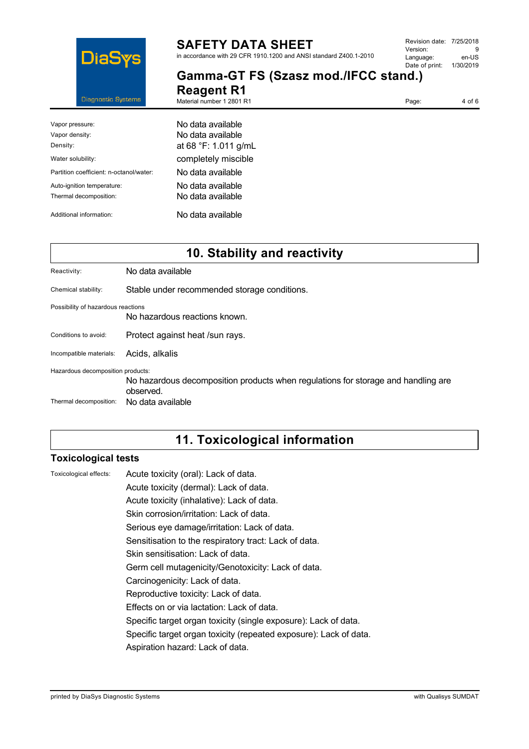| | |
|---|---|
| Vapor pressure: | No data available |
| Vapor density: | No data available |
| Density: | at 68 °F: 1.011 g/mL |
| Water solubility: | completely miscible |
| Partition coefficient: n-octanol/water: | No data available |
| Auto-ignition temperature: | No data available |
| Thermal decomposition: | No data available |
| Additional information: | No data available |

## 10. Stability and reactivity

| | |
|---|---|
| Reactivity: | No data available |
| Chemical stability: | Stable under recommended storage conditions. |
| Possibility of hazardous reactions | No hazardous reactions known. |
| Conditions to avoid: | Protect against heat /sun rays. |
| Incompatible materials: | Acids, alkalis |
| Hazardous decomposition products: | No hazardous decomposition products when regulations for storage and handling are observed. |
| Thermal decomposition: | No data available |

## 11. Toxicological information

### Toxicological tests

Toxicological effects:

Acute toxicity (oral): Lack of data.
Acute toxicity (dermal): Lack of data.
Acute toxicity (inhalative): Lack of data.
Skin corrosion/irritation: Lack of data.
Serious eye damage/irritation: Lack of data.
Sensitisation to the respiratory tract: Lack of data.
Skin sensitisation: Lack of data.
Germ cell mutagenicity/Genotoxicity: Lack of data.
Carcinogenicity: Lack of data.
Reproductive toxicity: Lack of data.
Effects on or via lactation: Lack of data.
Specific target organ toxicity (single exposure): Lack of data.
Specific target organ toxicity (repeated exposure): Lack of data.
Aspiration hazard: Lack of data.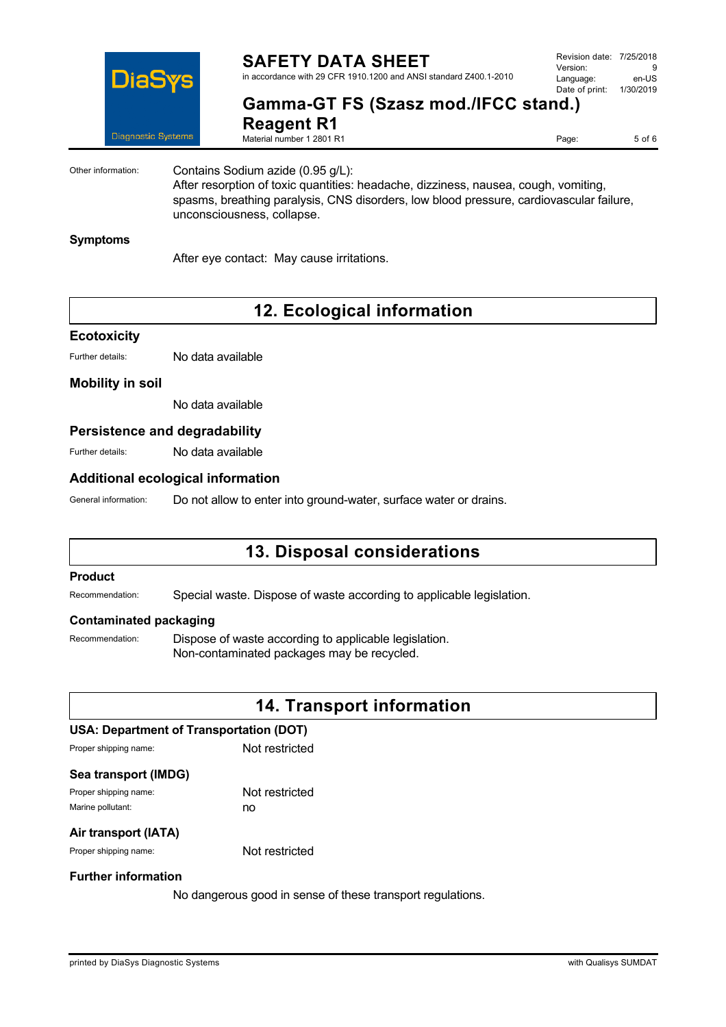Other information: Contains Sodium azide (0.95 g/L):
After resorption of toxic quantities: headache, dizziness, nausea, cough, vomiting, spasms, breathing paralysis, CNS disorders, low blood pressure, cardiovascular failure, unconsciousness, collapse.

### Symptoms

After eye contact: May cause irritations.

## 12. Ecological information

### Ecotoxicity

Further details: No data available

### Mobility in soil

No data available

### Persistence and degradability

Further details: No data available

### Additional ecological information

General information: Do not allow to enter into ground-water, surface water or drains.

## 13. Disposal considerations

### Product

Recommendation: Special waste. Dispose of waste according to applicable legislation.

### Contaminated packaging

Recommendation: Dispose of waste according to applicable legislation.
Non-contaminated packages may be recycled.

## 14. Transport information

### USA: Department of Transportation (DOT)

Proper shipping name: Not restricted

### Sea transport (IMDG)

Proper shipping name: Not restricted
Marine pollutant: no

### Air transport (IATA)

Proper shipping name: Not restricted

### Further information

No dangerous good in sense of these transport regulations.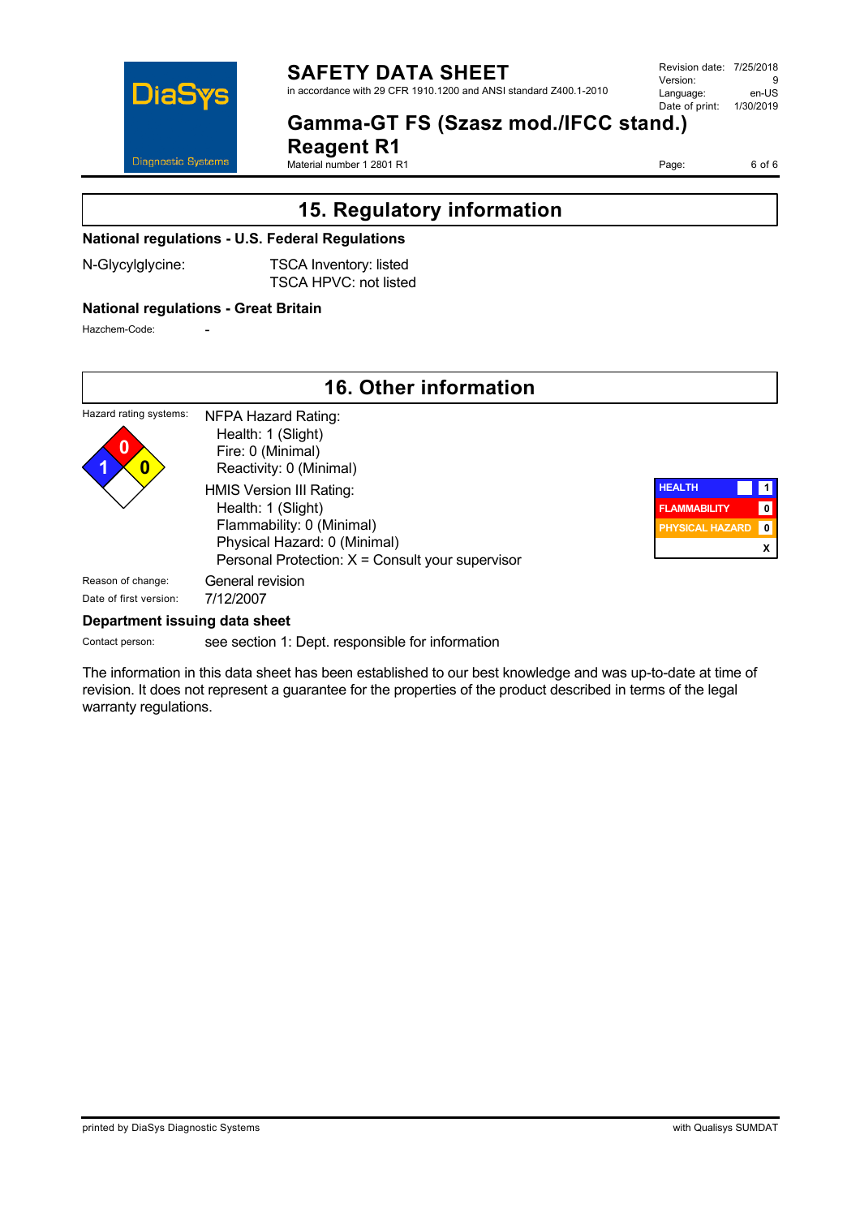## 15. Regulatory information

### National regulations - U.S. Federal Regulations

N-Glycylglycine: TSCA Inventory: listed
TSCA HPVC: not listed

### National regulations - Great Britain

Hazchem-Code: -

## 16. Other information

Hazard rating systems:

NFPA Hazard Rating:
- Health: 1 (Slight)
- Fire: 0 (Minimal)
- Reactivity: 0 (Minimal)

HMIS Version III Rating:
- Health: 1 (Slight)
- Flammability: 0 (Minimal)
- Physical Hazard: 0 (Minimal)
- Personal Protection: X = Consult your supervisor

0
1
0

| | |
|---|---|
| HEALTH | 1 |
| FLAMMABILITY | 0 |
| PHYSICAL HAZARD | 0 |
| | X |

Reason of change: General revision

Date of first version: 7/12/2007

### Department issuing data sheet

Contact person: see section 1: Dept. responsible for information

The information in this data sheet has been established to our best knowledge and was up-to-date at time of revision. It does not represent a guarantee for the properties of the product described in terms of the legal warranty regulations.